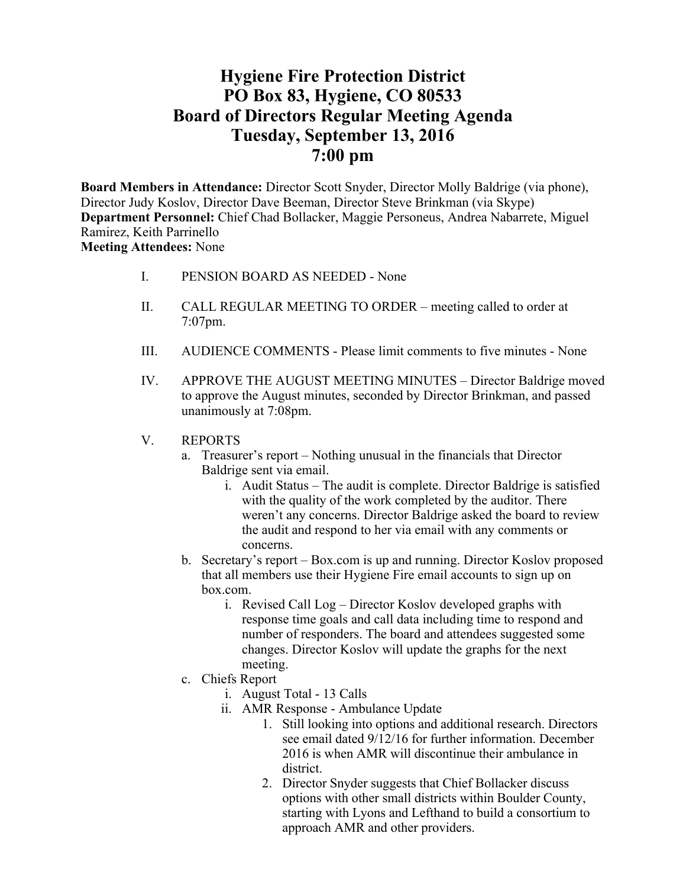# Hygiene Fire Protection District
# PO Box 83, Hygiene, CO 80533
# Board of Directors Regular Meeting Agenda
# Tuesday, September 13, 2016
# 7:00 pm

**Board Members in Attendance:** Director Scott Snyder, Director Molly Baldrige (via phone), Director Judy Koslov, Director Dave Beeman, Director Steve Brinkman (via Skype)
**Department Personnel:** Chief Chad Bollacker, Maggie Personeus, Andrea Nabarrete, Miguel Ramirez, Keith Parrinello
**Meeting Attendees:** None

I. PENSION BOARD AS NEEDED - None

II. CALL REGULAR MEETING TO ORDER – meeting called to order at 7:07pm.

III. AUDIENCE COMMENTS - Please limit comments to five minutes - None

IV. APPROVE THE AUGUST MEETING MINUTES – Director Baldrige moved to approve the August minutes, seconded by Director Brinkman, and passed unanimously at 7:08pm.

V. REPORTS
   a. Treasurer's report – Nothing unusual in the financials that Director Baldrige sent via email.
      i. Audit Status – The audit is complete. Director Baldrige is satisfied with the quality of the work completed by the auditor. There weren't any concerns. Director Baldrige asked the board to review the audit and respond to her via email with any comments or concerns.
   b. Secretary's report – Box.com is up and running. Director Koslov proposed that all members use their Hygiene Fire email accounts to sign up on box.com.
      i. Revised Call Log – Director Koslov developed graphs with response time goals and call data including time to respond and number of responders. The board and attendees suggested some changes. Director Koslov will update the graphs for the next meeting.
   c. Chiefs Report
      i. August Total - 13 Calls
      ii. AMR Response - Ambulance Update
         1. Still looking into options and additional research. Directors see email dated 9/12/16 for further information. December 2016 is when AMR will discontinue their ambulance in district.
         2. Director Snyder suggests that Chief Bollacker discuss options with other small districts within Boulder County, starting with Lyons and Lefthand to build a consortium to approach AMR and other providers.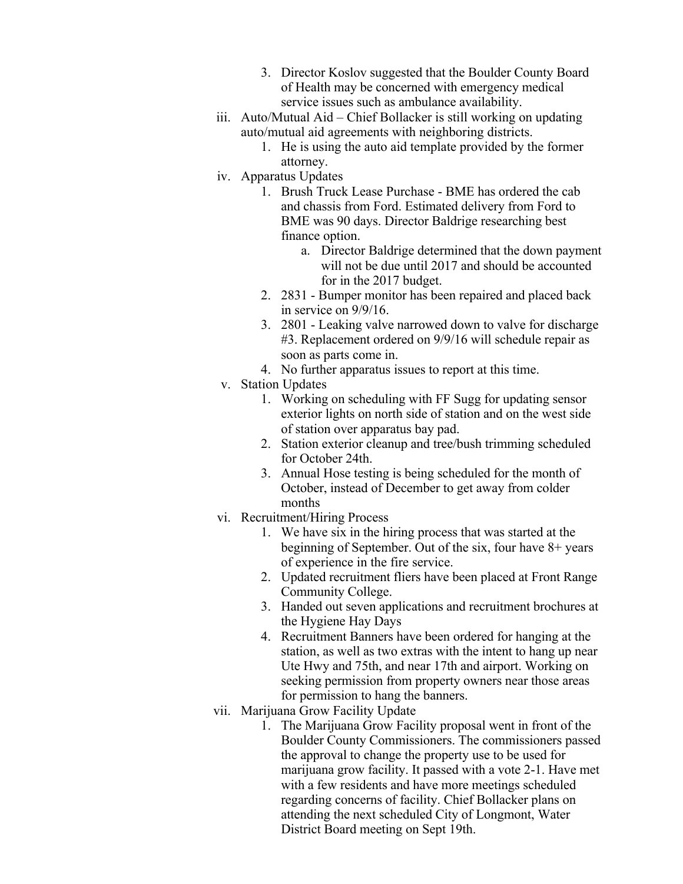3. Director Koslov suggested that the Boulder County Board of Health may be concerned with emergency medical service issues such as ambulance availability.

iii. Auto/Mutual Aid – Chief Bollacker is still working on updating auto/mutual aid agreements with neighboring districts.
   1. He is using the auto aid template provided by the former attorney.

iv. Apparatus Updates
   1. Brush Truck Lease Purchase - BME has ordered the cab and chassis from Ford. Estimated delivery from Ford to BME was 90 days. Director Baldrige researching best finance option.
      a. Director Baldrige determined that the down payment will not be due until 2017 and should be accounted for in the 2017 budget.
   2. 2831 - Bumper monitor has been repaired and placed back in service on 9/9/16.
   3. 2801 - Leaking valve narrowed down to valve for discharge #3. Replacement ordered on 9/9/16 will schedule repair as soon as parts come in.
   4. No further apparatus issues to report at this time.

v. Station Updates
   1. Working on scheduling with FF Sugg for updating sensor exterior lights on north side of station and on the west side of station over apparatus bay pad.
   2. Station exterior cleanup and tree/bush trimming scheduled for October 24th.
   3. Annual Hose testing is being scheduled for the month of October, instead of December to get away from colder months

vi. Recruitment/Hiring Process
   1. We have six in the hiring process that was started at the beginning of September. Out of the six, four have 8+ years of experience in the fire service.
   2. Updated recruitment fliers have been placed at Front Range Community College.
   3. Handed out seven applications and recruitment brochures at the Hygiene Hay Days
   4. Recruitment Banners have been ordered for hanging at the station, as well as two extras with the intent to hang up near Ute Hwy and 75th, and near 17th and airport. Working on seeking permission from property owners near those areas for permission to hang the banners.

vii. Marijuana Grow Facility Update
   1. The Marijuana Grow Facility proposal went in front of the Boulder County Commissioners. The commissioners passed the approval to change the property use to be used for marijuana grow facility. It passed with a vote 2-1. Have met with a few residents and have more meetings scheduled regarding concerns of facility. Chief Bollacker plans on attending the next scheduled City of Longmont, Water District Board meeting on Sept 19th.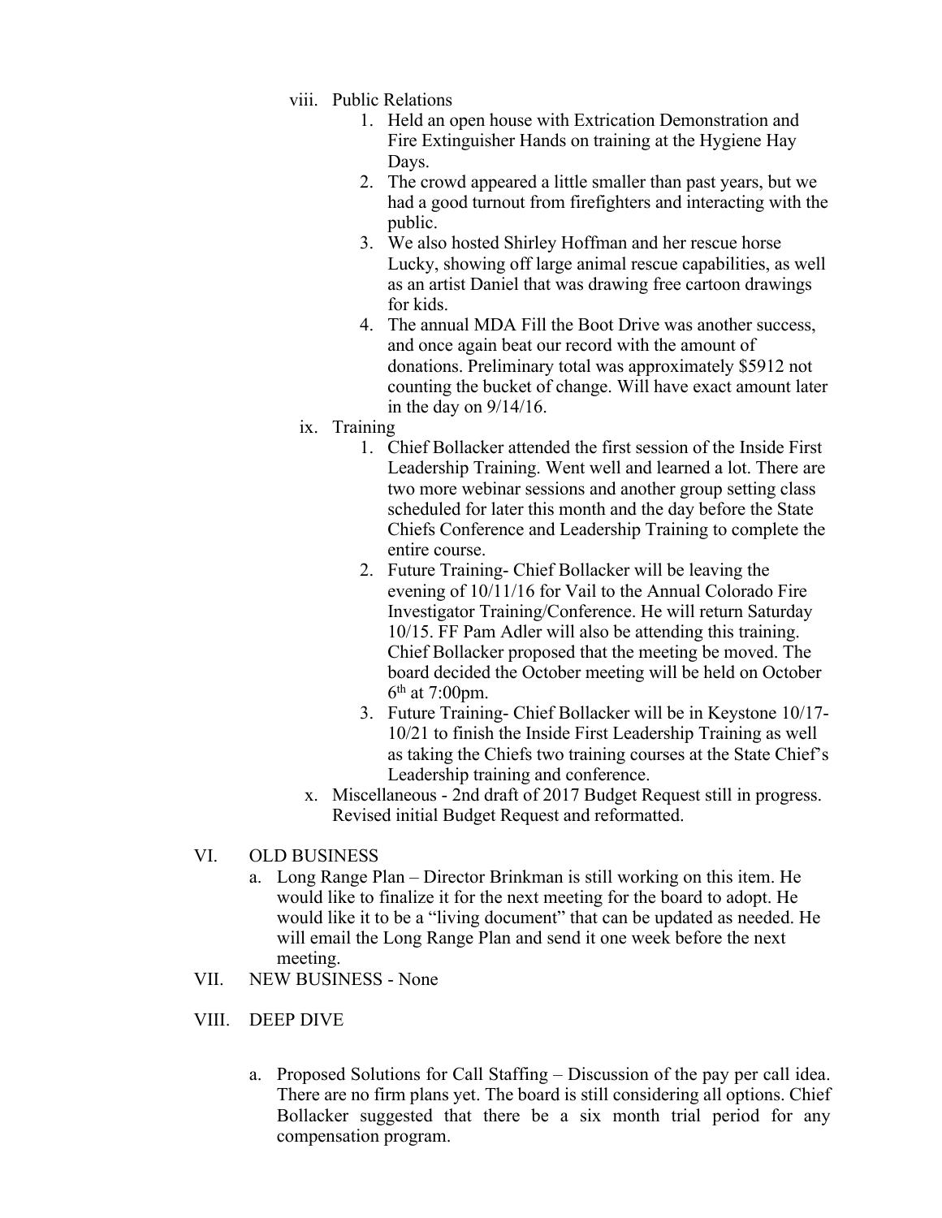- viii. Public Relations
    1. Held an open house with Extrication Demonstration and Fire Extinguisher Hands on training at the Hygiene Hay Days.
    2. The crowd appeared a little smaller than past years, but we had a good turnout from firefighters and interacting with the public.
    3. We also hosted Shirley Hoffman and her rescue horse Lucky, showing off large animal rescue capabilities, as well as an artist Daniel that was drawing free cartoon drawings for kids.
    4. The annual MDA Fill the Boot Drive was another success, and once again beat our record with the amount of donations. Preliminary total was approximately $5912 not counting the bucket of change. Will have exact amount later in the day on 9/14/16.
- ix. Training
    1. Chief Bollacker attended the first session of the Inside First Leadership Training. Went well and learned a lot. There are two more webinar sessions and another group setting class scheduled for later this month and the day before the State Chiefs Conference and Leadership Training to complete the entire course.
    2. Future Training- Chief Bollacker will be leaving the evening of 10/11/16 for Vail to the Annual Colorado Fire Investigator Training/Conference. He will return Saturday 10/15. FF Pam Adler will also be attending this training. Chief Bollacker proposed that the meeting be moved. The board decided the October meeting will be held on October 6th at 7:00pm.
    3. Future Training- Chief Bollacker will be in Keystone 10/17-10/21 to finish the Inside First Leadership Training as well as taking the Chiefs two training courses at the State Chief's Leadership training and conference.
- x. Miscellaneous - 2nd draft of 2017 Budget Request still in progress. Revised initial Budget Request and reformatted.

VI. OLD BUSINESS

a. Long Range Plan – Director Brinkman is still working on this item. He would like to finalize it for the next meeting for the board to adopt. He would like it to be a "living document" that can be updated as needed. He will email the Long Range Plan and send it one week before the next meeting.

VII. NEW BUSINESS - None

VIII. DEEP DIVE

a. Proposed Solutions for Call Staffing – Discussion of the pay per call idea. There are no firm plans yet. The board is still considering all options. Chief Bollacker suggested that there be a six month trial period for any compensation program.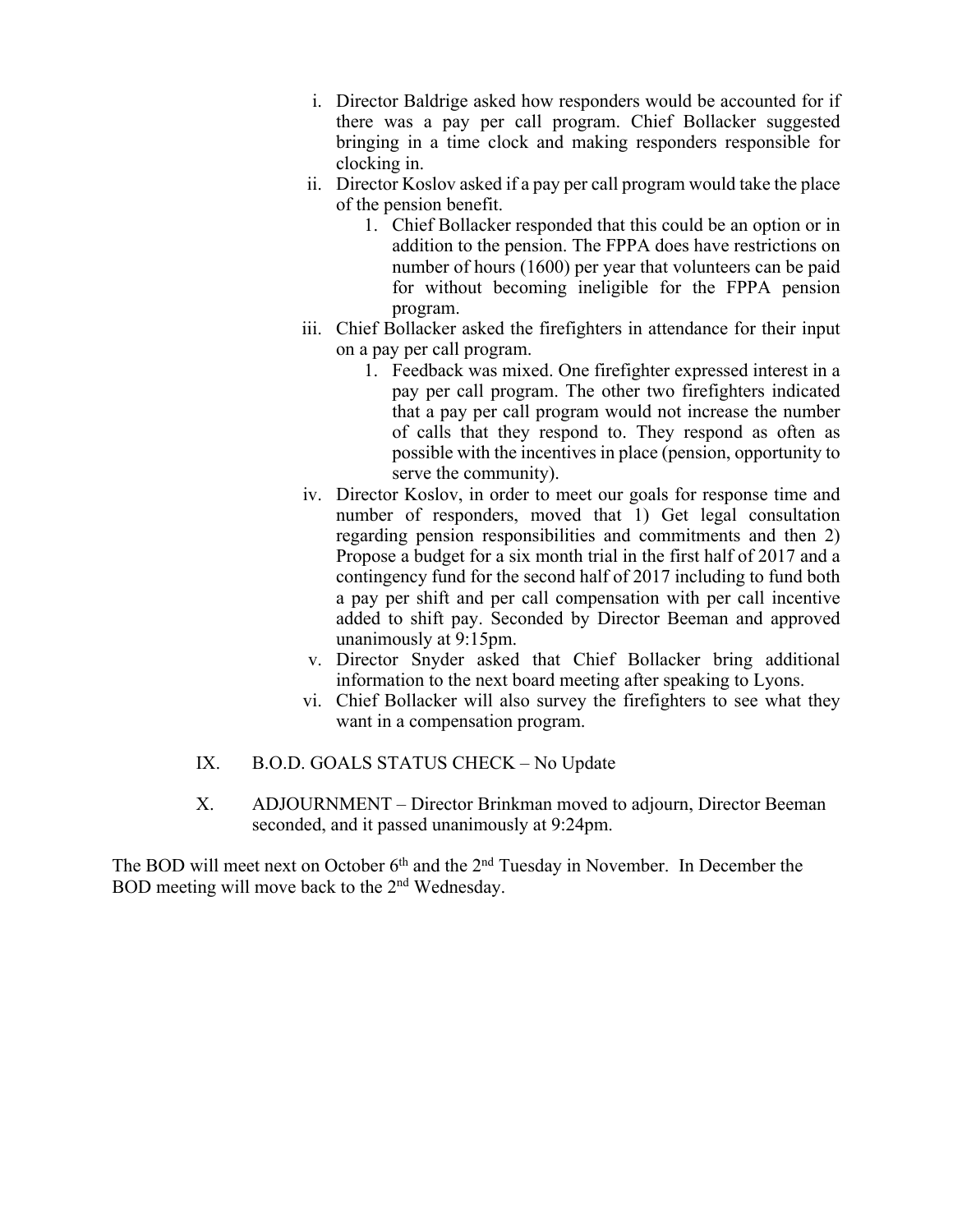i. Director Baldrige asked how responders would be accounted for if there was a pay per call program. Chief Bollacker suggested bringing in a time clock and making responders responsible for clocking in.

ii. Director Koslov asked if a pay per call program would take the place of the pension benefit.

   1. Chief Bollacker responded that this could be an option or in addition to the pension. The FPPA does have restrictions on number of hours (1600) per year that volunteers can be paid for without becoming ineligible for the FPPA pension program.

iii. Chief Bollacker asked the firefighters in attendance for their input on a pay per call program.

   1. Feedback was mixed. One firefighter expressed interest in a pay per call program. The other two firefighters indicated that a pay per call program would not increase the number of calls that they respond to. They respond as often as possible with the incentives in place (pension, opportunity to serve the community).

iv. Director Koslov, in order to meet our goals for response time and number of responders, moved that 1) Get legal consultation regarding pension responsibilities and commitments and then 2) Propose a budget for a six month trial in the first half of 2017 and a contingency fund for the second half of 2017 including to fund both a pay per shift and per call compensation with per call incentive added to shift pay. Seconded by Director Beeman and approved unanimously at 9:15pm.

v. Director Snyder asked that Chief Bollacker bring additional information to the next board meeting after speaking to Lyons.

vi. Chief Bollacker will also survey the firefighters to see what they want in a compensation program.

IX. B.O.D. GOALS STATUS CHECK – No Update

X. ADJOURNMENT – Director Brinkman moved to adjourn, Director Beeman seconded, and it passed unanimously at 9:24pm.

The BOD will meet next on October 6th and the 2nd Tuesday in November. In December the BOD meeting will move back to the 2nd Wednesday.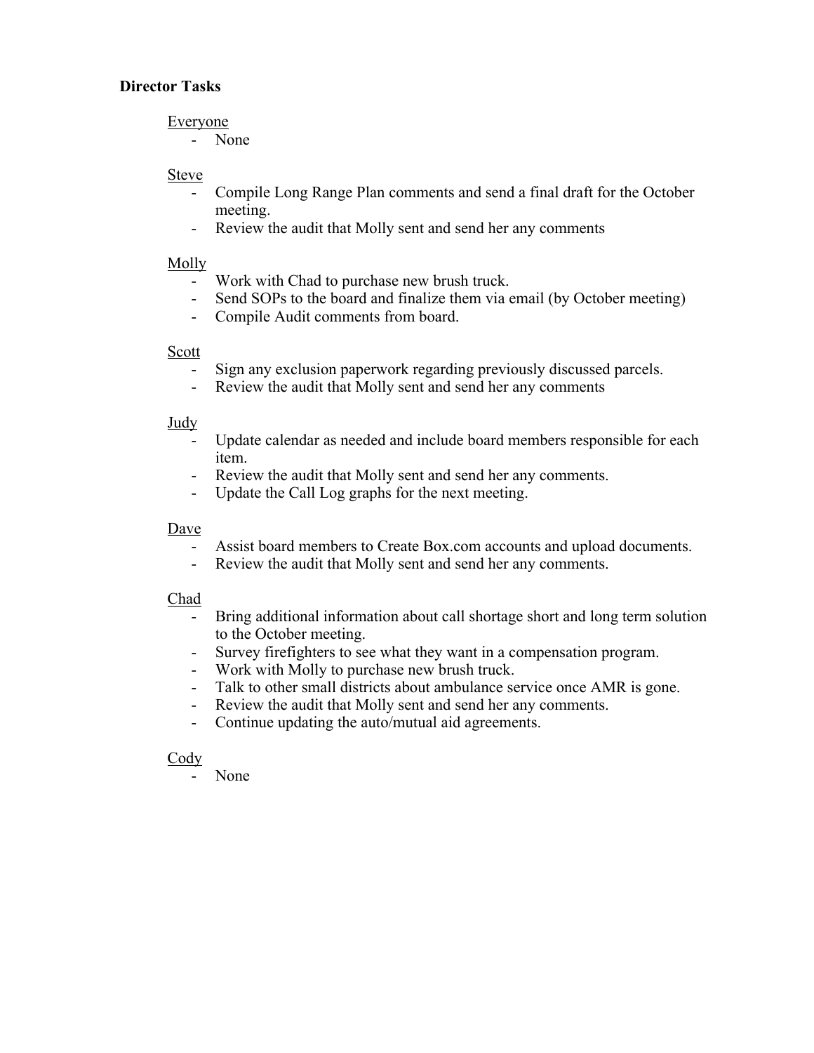**Director Tasks**

Everyone

- None

Steve

- Compile Long Range Plan comments and send a final draft for the October meeting.
- Review the audit that Molly sent and send her any comments

Molly

- Work with Chad to purchase new brush truck.
- Send SOPs to the board and finalize them via email (by October meeting)
- Compile Audit comments from board.

Scott

- Sign any exclusion paperwork regarding previously discussed parcels.
- Review the audit that Molly sent and send her any comments

Judy

- Update calendar as needed and include board members responsible for each item.
- Review the audit that Molly sent and send her any comments.
- Update the Call Log graphs for the next meeting.

Dave

- Assist board members to Create Box.com accounts and upload documents.
- Review the audit that Molly sent and send her any comments.

Chad

- Bring additional information about call shortage short and long term solution to the October meeting.
- Survey firefighters to see what they want in a compensation program.
- Work with Molly to purchase new brush truck.
- Talk to other small districts about ambulance service once AMR is gone.
- Review the audit that Molly sent and send her any comments.
- Continue updating the auto/mutual aid agreements.

Cody

- None